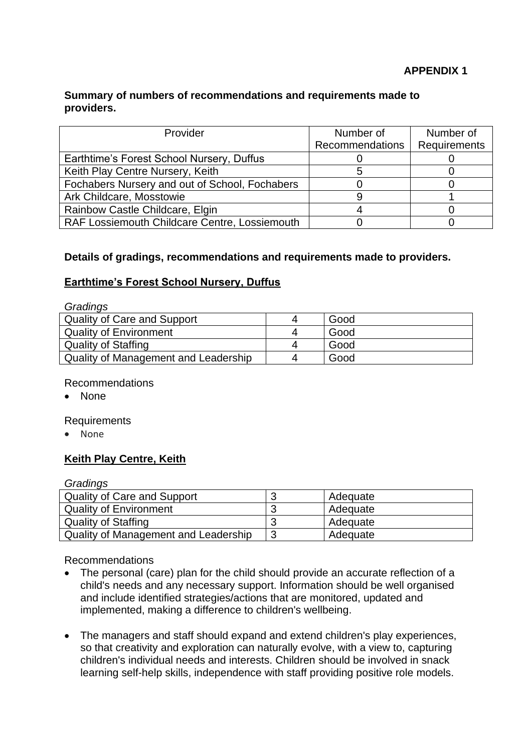**APPENDIX 1**

**Summary of numbers of recommendations and requirements made to providers.**

| Provider | Number of Recommendations | Number of Requirements |
|---|---|---|
| Earthtime's Forest School Nursery, Duffus | 0 | 0 |
| Keith Play Centre Nursery, Keith | 5 | 0 |
| Fochabers Nursery and out of School, Fochabers | 0 | 0 |
| Ark Childcare, Mosstowie | 9 | 1 |
| Rainbow Castle Childcare, Elgin | 4 | 0 |
| RAF Lossiemouth Childcare Centre, Lossiemouth | 0 | 0 |

**Details of gradings, recommendations and requirements made to providers.**

**Earthtime's Forest School Nursery, Duffus**

*Gradings*

| | | |
|---|---|---|
| Quality of Care and Support | 4 | Good |
| Quality of Environment | 4 | Good |
| Quality of Staffing | 4 | Good |
| Quality of Management and Leadership | 4 | Good |

Recommendations

- None

Requirements

- None

**Keith Play Centre, Keith**

*Gradings*

| | | |
|---|---|---|
| Quality of Care and Support | 3 | Adequate |
| Quality of Environment | 3 | Adequate |
| Quality of Staffing | 3 | Adequate |
| Quality of Management and Leadership | 3 | Adequate |

Recommendations

- The personal (care) plan for the child should provide an accurate reflection of a child's needs and any necessary support. Information should be well organised and include identified strategies/actions that are monitored, updated and implemented, making a difference to children's wellbeing.

- The managers and staff should expand and extend children's play experiences, so that creativity and exploration can naturally evolve, with a view to, capturing children's individual needs and interests. Children should be involved in snack learning self-help skills, independence with staff providing positive role models.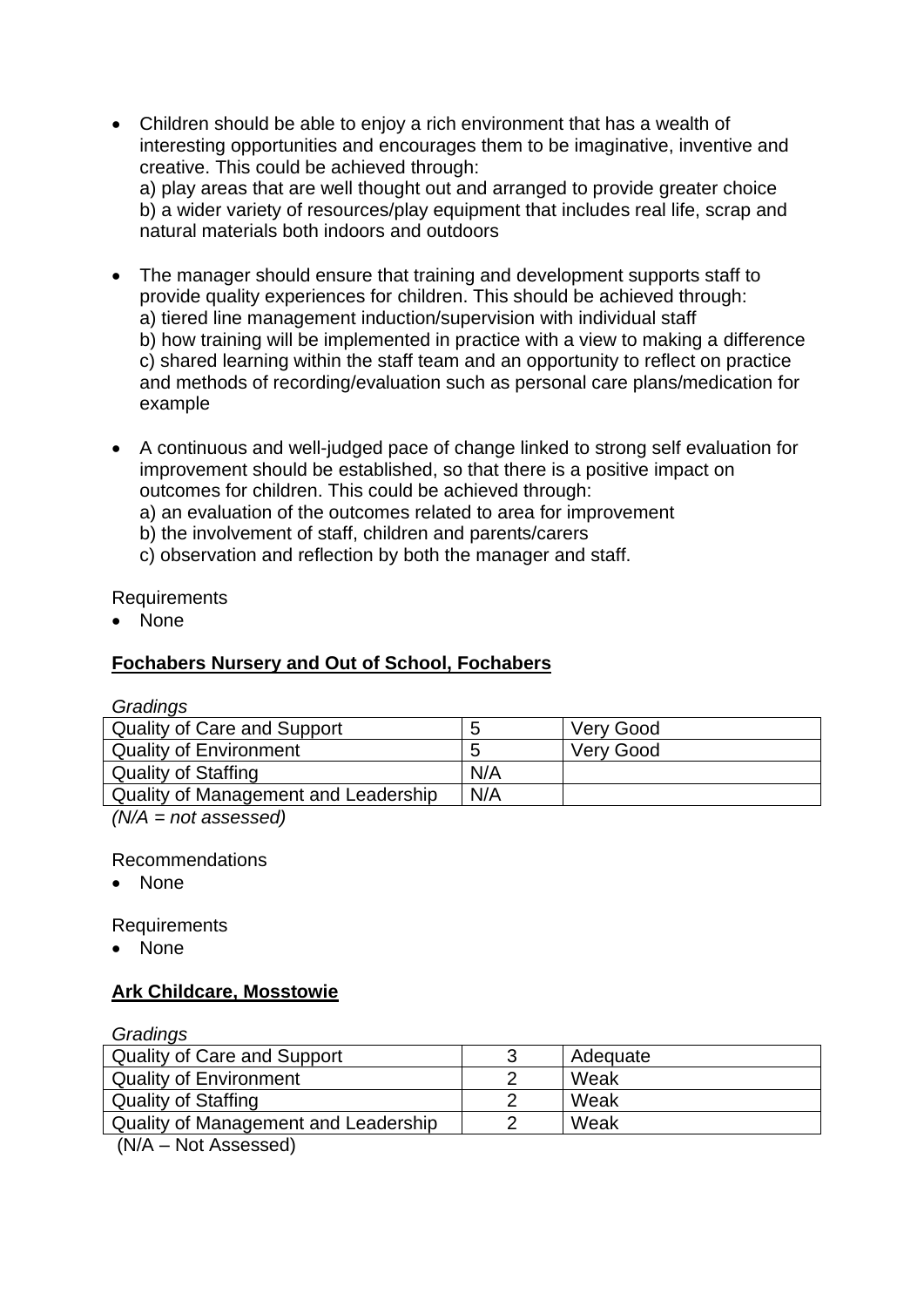- Children should be able to enjoy a rich environment that has a wealth of interesting opportunities and encourages them to be imaginative, inventive and creative. This could be achieved through:
  a) play areas that are well thought out and arranged to provide greater choice
  b) a wider variety of resources/play equipment that includes real life, scrap and natural materials both indoors and outdoors

- The manager should ensure that training and development supports staff to provide quality experiences for children. This should be achieved through:
  a) tiered line management induction/supervision with individual staff
  b) how training will be implemented in practice with a view to making a difference
  c) shared learning within the staff team and an opportunity to reflect on practice and methods of recording/evaluation such as personal care plans/medication for example

- A continuous and well-judged pace of change linked to strong self evaluation for improvement should be established, so that there is a positive impact on outcomes for children. This could be achieved through:
  a) an evaluation of the outcomes related to area for improvement
  b) the involvement of staff, children and parents/carers
  c) observation and reflection by both the manager and staff.

Requirements

- None

**Fochabers Nursery and Out of School, Fochabers**

*Gradings*

| | | |
|---|---|---|
| Quality of Care and Support | 5 | Very Good |
| Quality of Environment | 5 | Very Good |
| Quality of Staffing | N/A | |
| Quality of Management and Leadership | N/A | |

*(N/A = not assessed)*

Recommendations

- None

Requirements

- None

**Ark Childcare, Mosstowie**

*Gradings*

| | | |
|---|---|---|
| Quality of Care and Support | 3 | Adequate |
| Quality of Environment | 2 | Weak |
| Quality of Staffing | 2 | Weak |
| Quality of Management and Leadership | 2 | Weak |

(N/A – Not Assessed)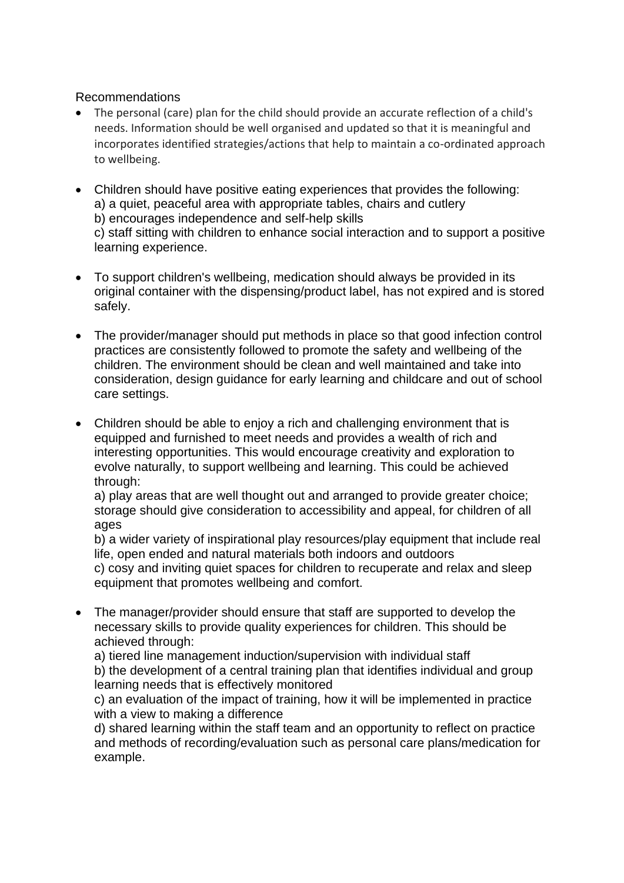Recommendations

- The personal (care) plan for the child should provide an accurate reflection of a child's needs. Information should be well organised and updated so that it is meaningful and incorporates identified strategies/actions that help to maintain a co-ordinated approach to wellbeing.

- Children should have positive eating experiences that provides the following:
  a) a quiet, peaceful area with appropriate tables, chairs and cutlery
  b) encourages independence and self-help skills
  c) staff sitting with children to enhance social interaction and to support a positive learning experience.

- To support children's wellbeing, medication should always be provided in its original container with the dispensing/product label, has not expired and is stored safely.

- The provider/manager should put methods in place so that good infection control practices are consistently followed to promote the safety and wellbeing of the children. The environment should be clean and well maintained and take into consideration, design guidance for early learning and childcare and out of school care settings.

- Children should be able to enjoy a rich and challenging environment that is equipped and furnished to meet needs and provides a wealth of rich and interesting opportunities. This would encourage creativity and exploration to evolve naturally, to support wellbeing and learning. This could be achieved through:
  a) play areas that are well thought out and arranged to provide greater choice; storage should give consideration to accessibility and appeal, for children of all ages
  b) a wider variety of inspirational play resources/play equipment that include real life, open ended and natural materials both indoors and outdoors
  c) cosy and inviting quiet spaces for children to recuperate and relax and sleep equipment that promotes wellbeing and comfort.

- The manager/provider should ensure that staff are supported to develop the necessary skills to provide quality experiences for children. This should be achieved through:
  a) tiered line management induction/supervision with individual staff
  b) the development of a central training plan that identifies individual and group learning needs that is effectively monitored
  c) an evaluation of the impact of training, how it will be implemented in practice with a view to making a difference
  d) shared learning within the staff team and an opportunity to reflect on practice and methods of recording/evaluation such as personal care plans/medication for example.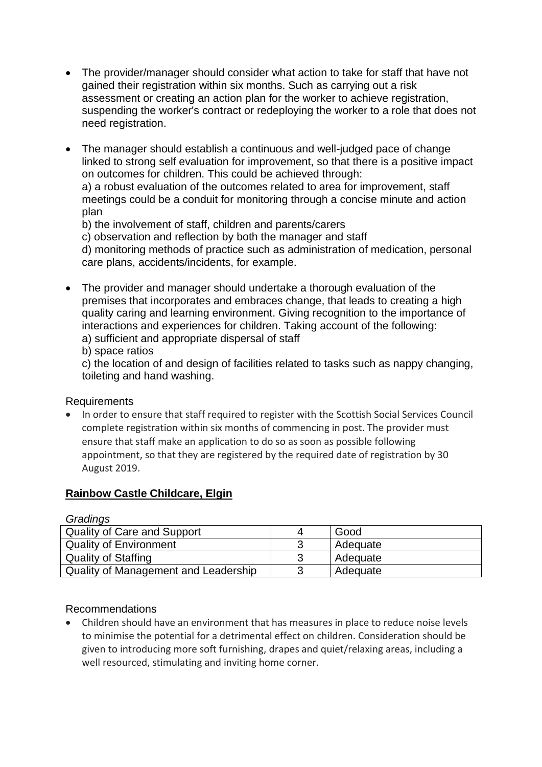- The provider/manager should consider what action to take for staff that have not gained their registration within six months. Such as carrying out a risk assessment or creating an action plan for the worker to achieve registration, suspending the worker's contract or redeploying the worker to a role that does not need registration.

- The manager should establish a continuous and well-judged pace of change linked to strong self evaluation for improvement, so that there is a positive impact on outcomes for children. This could be achieved through:
  a) a robust evaluation of the outcomes related to area for improvement, staff meetings could be a conduit for monitoring through a concise minute and action plan
  b) the involvement of staff, children and parents/carers
  c) observation and reflection by both the manager and staff
  d) monitoring methods of practice such as administration of medication, personal care plans, accidents/incidents, for example.

- The provider and manager should undertake a thorough evaluation of the premises that incorporates and embraces change, that leads to creating a high quality caring and learning environment. Giving recognition to the importance of interactions and experiences for children. Taking account of the following:
  a) sufficient and appropriate dispersal of staff
  b) space ratios
  c) the location of and design of facilities related to tasks such as nappy changing, toileting and hand washing.

Requirements

- In order to ensure that staff required to register with the Scottish Social Services Council complete registration within six months of commencing in post. The provider must ensure that staff make an application to do so as soon as possible following appointment, so that they are registered by the required date of registration by 30 August 2019.

## Rainbow Castle Childcare, Elgin

*Gradings*

| | | |
|---|---|---|
| Quality of Care and Support | 4 | Good |
| Quality of Environment | 3 | Adequate |
| Quality of Staffing | 3 | Adequate |
| Quality of Management and Leadership | 3 | Adequate |

Recommendations

- Children should have an environment that has measures in place to reduce noise levels to minimise the potential for a detrimental effect on children. Consideration should be given to introducing more soft furnishing, drapes and quiet/relaxing areas, including a well resourced, stimulating and inviting home corner.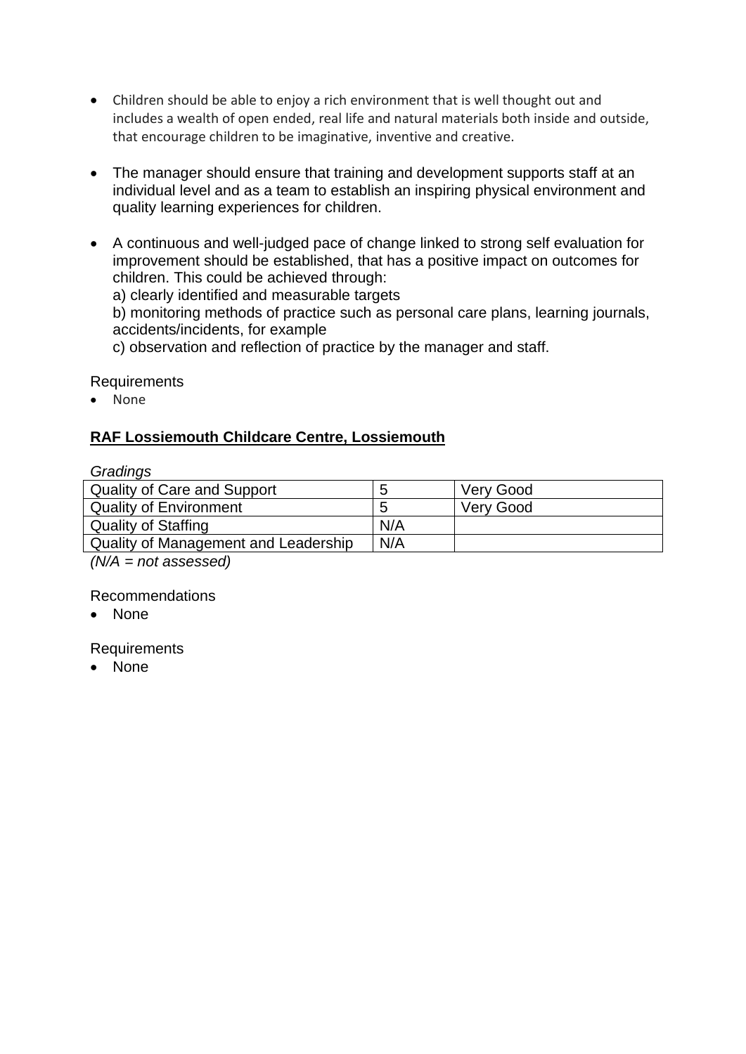- Children should be able to enjoy a rich environment that is well thought out and includes a wealth of open ended, real life and natural materials both inside and outside, that encourage children to be imaginative, inventive and creative.

- The manager should ensure that training and development supports staff at an individual level and as a team to establish an inspiring physical environment and quality learning experiences for children.

- A continuous and well-judged pace of change linked to strong self evaluation for improvement should be established, that has a positive impact on outcomes for children. This could be achieved through:
  a) clearly identified and measurable targets
  b) monitoring methods of practice such as personal care plans, learning journals, accidents/incidents, for example
  c) observation and reflection of practice by the manager and staff.

Requirements

- None

**RAF Lossiemouth Childcare Centre, Lossiemouth**

*Gradings*

| | | |
|---|---|---|
| Quality of Care and Support | 5 | Very Good |
| Quality of Environment | 5 | Very Good |
| Quality of Staffing | N/A | |
| Quality of Management and Leadership | N/A | |

*(N/A = not assessed)*

Recommendations

- None

Requirements

- None